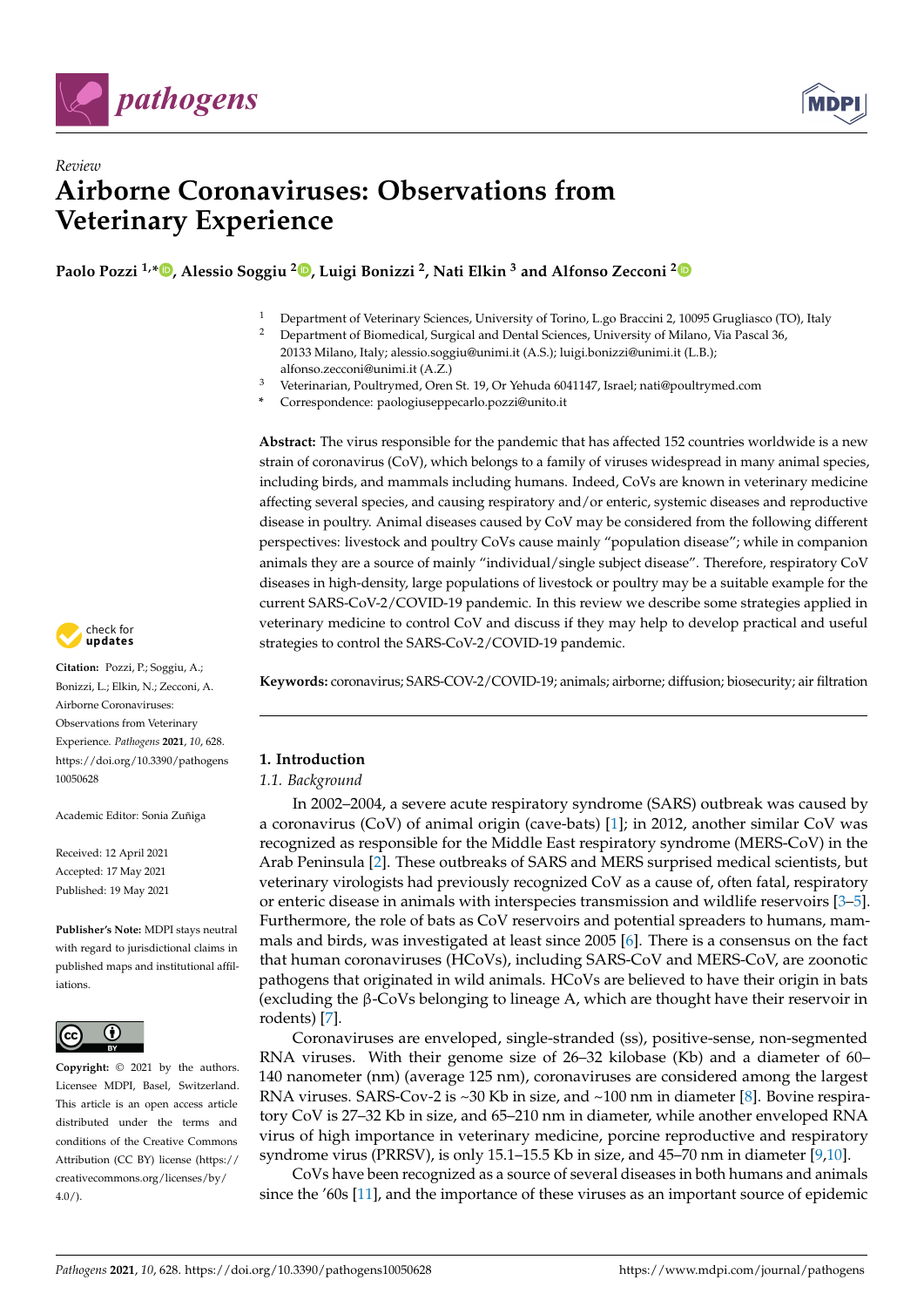*Review*

# Airborne Coronaviruses: Observations from Veterinary Experience

**Paolo Pozzi [1,*], Alessio Soggiu [2], Luigi Bonizzi [2], Nati Elkin [3] and Alfonso Zecconi [2]**

[1] Department of Veterinary Sciences, University of Torino, L.go Braccini 2, 10095 Grugliasco (TO), Italy

[2] Department of Biomedical, Surgical and Dental Sciences, University of Milano, Via Pascal 36, 20133 Milano, Italy; alessio.soggiu@unimi.it (A.S.); luigi.bonizzi@unimi.it (L.B.); alfonso.zecconi@unimi.it (A.Z.)

[3] Veterinarian, Poultrymed, Oren St. 19, Or Yehuda 6041147, Israel; nati@poultrymed.com

* Correspondence: paologiuseppecarlo.pozzi@unito.it

**Abstract:** The virus responsible for the pandemic that has affected 152 countries worldwide is a new strain of coronavirus (CoV), which belongs to a family of viruses widespread in many animal species, including birds, and mammals including humans. Indeed, CoVs are known in veterinary medicine affecting several species, and causing respiratory and/or enteric, systemic diseases and reproductive disease in poultry. Animal diseases caused by CoV may be considered from the following different perspectives: livestock and poultry CoVs cause mainly "population disease"; while in companion animals they are a source of mainly "individual/single subject disease". Therefore, respiratory CoV diseases in high-density, large populations of livestock or poultry may be a suitable example for the current SARS-CoV-2/COVID-19 pandemic. In this review we describe some strategies applied in veterinary medicine to control CoV and discuss if they may help to develop practical and useful strategies to control the SARS-CoV-2/COVID-19 pandemic.

**Keywords:** coronavirus; SARS-COV-2/COVID-19; animals; airborne; diffusion; biosecurity; air filtration

**Citation:** Pozzi, P.; Soggiu, A.; Bonizzi, L.; Elkin, N.; Zecconi, A. Airborne Coronaviruses: Observations from Veterinary Experience. *Pathogens* **2021**, *10*, 628. https://doi.org/10.3390/pathogens10050628

Academic Editor: Sonia Zuñiga

Received: 12 April 2021
Accepted: 17 May 2021
Published: 19 May 2021

**Publisher's Note:** MDPI stays neutral with regard to jurisdictional claims in published maps and institutional affiliations.

**Copyright:** © 2021 by the authors. Licensee MDPI, Basel, Switzerland. This article is an open access article distributed under the terms and conditions of the Creative Commons Attribution (CC BY) license (https://creativecommons.org/licenses/by/4.0/).

## 1. Introduction

### 1.1. Background

In 2002–2004, a severe acute respiratory syndrome (SARS) outbreak was caused by a coronavirus (CoV) of animal origin (cave-bats) [1]; in 2012, another similar CoV was recognized as responsible for the Middle East respiratory syndrome (MERS-CoV) in the Arab Peninsula [2]. These outbreaks of SARS and MERS surprised medical scientists, but veterinary virologists had previously recognized CoV as a cause of, often fatal, respiratory or enteric disease in animals with interspecies transmission and wildlife reservoirs [3–5]. Furthermore, the role of bats as CoV reservoirs and potential spreaders to humans, mammals and birds, was investigated at least since 2005 [6]. There is a consensus on the fact that human coronaviruses (HCoVs), including SARS-CoV and MERS-CoV, are zoonotic pathogens that originated in wild animals. HCoVs are believed to have their origin in bats (excluding the β-CoVs belonging to lineage A, which are thought have their reservoir in rodents) [7].

Coronaviruses are enveloped, single-stranded (ss), positive-sense, non-segmented RNA viruses. With their genome size of 26–32 kilobase (Kb) and a diameter of 60–140 nanometer (nm) (average 125 nm), coronaviruses are considered among the largest RNA viruses. SARS-Cov-2 is ~30 Kb in size, and ~100 nm in diameter [8]. Bovine respiratory CoV is 27–32 Kb in size, and 65–210 nm in diameter, while another enveloped RNA virus of high importance in veterinary medicine, porcine reproductive and respiratory syndrome virus (PRRSV), is only 15.1–15.5 Kb in size, and 45–70 nm in diameter [9,10].

CoVs have been recognized as a source of several diseases in both humans and animals since the '60s [11], and the importance of these viruses as an important source of epidemic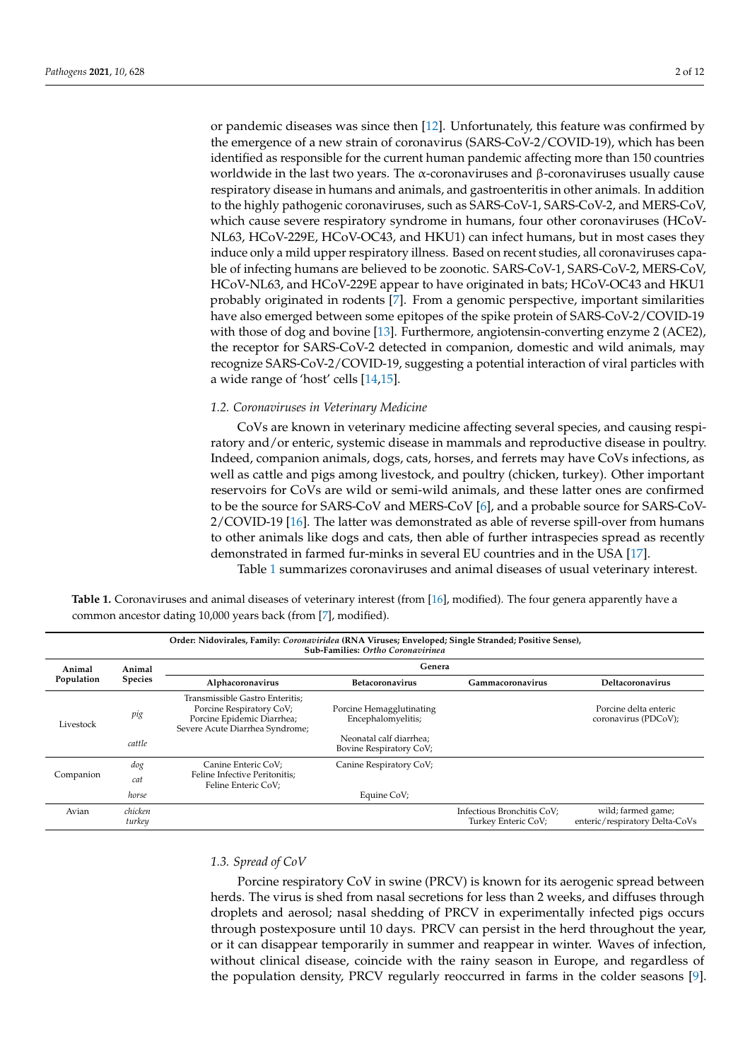or pandemic diseases was since then [12]. Unfortunately, this feature was confirmed by the emergence of a new strain of coronavirus (SARS-CoV-2/COVID-19), which has been identified as responsible for the current human pandemic affecting more than 150 countries worldwide in the last two years. The α-coronaviruses and β-coronaviruses usually cause respiratory disease in humans and animals, and gastroenteritis in other animals. In addition to the highly pathogenic coronaviruses, such as SARS-CoV-1, SARS-CoV-2, and MERS-CoV, which cause severe respiratory syndrome in humans, four other coronaviruses (HCoV-NL63, HCoV-229E, HCoV-OC43, and HKU1) can infect humans, but in most cases they induce only a mild upper respiratory illness. Based on recent studies, all coronaviruses capable of infecting humans are believed to be zoonotic. SARS-CoV-1, SARS-CoV-2, MERS-CoV, HCoV-NL63, and HCoV-229E appear to have originated in bats; HCoV-OC43 and HKU1 probably originated in rodents [7]. From a genomic perspective, important similarities have also emerged between some epitopes of the spike protein of SARS-CoV-2/COVID-19 with those of dog and bovine [13]. Furthermore, angiotensin-converting enzyme 2 (ACE2), the receptor for SARS-CoV-2 detected in companion, domestic and wild animals, may recognize SARS-CoV-2/COVID-19, suggesting a potential interaction of viral particles with a wide range of 'host' cells [14,15].

### *1.2. Coronaviruses in Veterinary Medicine*

CoVs are known in veterinary medicine affecting several species, and causing respiratory and/or enteric, systemic disease in mammals and reproductive disease in poultry. Indeed, companion animals, dogs, cats, horses, and ferrets may have CoVs infections, as well as cattle and pigs among livestock, and poultry (chicken, turkey). Other important reservoirs for CoVs are wild or semi-wild animals, and these latter ones are confirmed to be the source for SARS-CoV and MERS-CoV [6], and a probable source for SARS-CoV-2/COVID-19 [16]. The latter was demonstrated as able of reverse spill-over from humans to other animals like dogs and cats, then able of further intraspecies spread as recently demonstrated in farmed fur-minks in several EU countries and in the USA [17].

Table 1 summarizes coronaviruses and animal diseases of usual veterinary interest.

**Table 1.** Coronaviruses and animal diseases of veterinary interest (from [16], modified). The four genera apparently have a common ancestor dating 10,000 years back (from [7], modified).

| **Order: Nidovirales, Family: *Coronaviridea* (RNA Viruses; Enveloped; Single Stranded; Positive Sense), Sub-Families: *Ortho Coronavirinea*** | | | | | |
|---|---|---|---|---|---|
| **Animal Population** | **Animal Species** | **Genera** | | | |
| | | **Alphacoronavirus** | **Betacoronavirus** | **Gammacoronavirus** | **Deltacoronavirus** |
| Livestock | *pig* | Transmissible Gastro Enteritis; Porcine Respiratory CoV; Porcine Epidemic Diarrhea; Severe Acute Diarrhea Syndrome; | Porcine Hemagglutinating Encephalomyelitis; | | Porcine delta enteric coronavirus (PDCoV); |
| | *cattle* | | Neonatal calf diarrhea; Bovine Respiratory CoV; | | |
| Companion | *dog* | Canine Enteric CoV; Feline Infective Peritonitis; Feline Enteric CoV; | Canine Respiratory CoV; | | |
| | *cat* | | | | |
| | *horse* | | Equine CoV; | | |
| Avian | *chicken turkey* | | | Infectious Bronchitis CoV; Turkey Enteric CoV; | wild; farmed game; enteric/respiratory Delta-CoVs |

### *1.3. Spread of CoV*

Porcine respiratory CoV in swine (PRCV) is known for its aerogenic spread between herds. The virus is shed from nasal secretions for less than 2 weeks, and diffuses through droplets and aerosol; nasal shedding of PRCV in experimentally infected pigs occurs through postexposure until 10 days. PRCV can persist in the herd throughout the year, or it can disappear temporarily in summer and reappear in winter. Waves of infection, without clinical disease, coincide with the rainy season in Europe, and regardless of the population density, PRCV regularly reoccurred in farms in the colder seasons [9].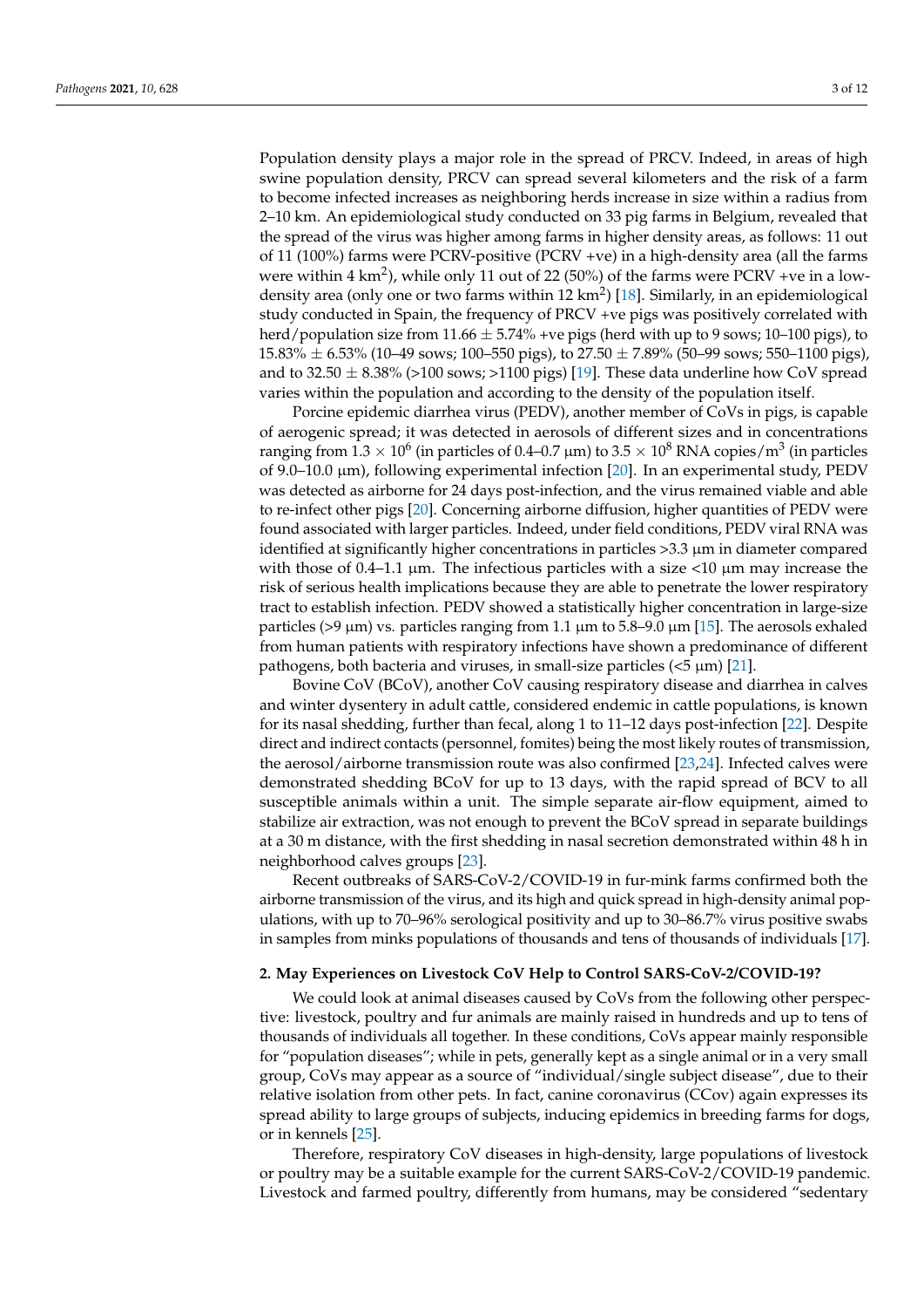Population density plays a major role in the spread of PRCV. Indeed, in areas of high swine population density, PRCV can spread several kilometers and the risk of a farm to become infected increases as neighboring herds increase in size within a radius from 2–10 km. An epidemiological study conducted on 33 pig farms in Belgium, revealed that the spread of the virus was higher among farms in higher density areas, as follows: 11 out of 11 (100%) farms were PCRV-positive (PCRV +ve) in a high-density area (all the farms were within 4 $km^2$), while only 11 out of 22 (50%) of the farms were PCRV +ve in a low-density area (only one or two farms within 12 $km^2$) [18]. Similarly, in an epidemiological study conducted in Spain, the frequency of PRCV +ve pigs was positively correlated with herd/population size from 11.66 $\pm$ 5.74% +ve pigs (herd with up to 9 sows; 10–100 pigs), to 15.83% $\pm$ 6.53% (10–49 sows; 100–550 pigs), to 27.50 $\pm$ 7.89% (50–99 sows; 550–1100 pigs), and to 32.50 $\pm$ 8.38% (>100 sows; >1100 pigs) [19]. These data underline how CoV spread varies within the population and according to the density of the population itself.

Porcine epidemic diarrhea virus (PEDV), another member of CoVs in pigs, is capable of aerogenic spread; it was detected in aerosols of different sizes and in concentrations ranging from $1.3 \times 10^6$ (in particles of 0.4–0.7 μm) to $3.5 \times 10^8$ RNA copies/$m^3$ (in particles of 9.0–10.0 μm), following experimental infection [20]. In an experimental study, PEDV was detected as airborne for 24 days post-infection, and the virus remained viable and able to re-infect other pigs [20]. Concerning airborne diffusion, higher quantities of PEDV were found associated with larger particles. Indeed, under field conditions, PEDV viral RNA was identified at significantly higher concentrations in particles >3.3 μm in diameter compared with those of 0.4–1.1 μm. The infectious particles with a size <10 μm may increase the risk of serious health implications because they are able to penetrate the lower respiratory tract to establish infection. PEDV showed a statistically higher concentration in large-size particles (>9 μm) vs. particles ranging from 1.1 μm to 5.8–9.0 μm [15]. The aerosols exhaled from human patients with respiratory infections have shown a predominance of different pathogens, both bacteria and viruses, in small-size particles (<5 μm) [21].

Bovine CoV (BCoV), another CoV causing respiratory disease and diarrhea in calves and winter dysentery in adult cattle, considered endemic in cattle populations, is known for its nasal shedding, further than fecal, along 1 to 11–12 days post-infection [22]. Despite direct and indirect contacts (personnel, fomites) being the most likely routes of transmission, the aerosol/airborne transmission route was also confirmed [23,24]. Infected calves were demonstrated shedding BCoV for up to 13 days, with the rapid spread of BCV to all susceptible animals within a unit. The simple separate air-flow equipment, aimed to stabilize air extraction, was not enough to prevent the BCoV spread in separate buildings at a 30 m distance, with the first shedding in nasal secretion demonstrated within 48 h in neighborhood calves groups [23].

Recent outbreaks of SARS-CoV-2/COVID-19 in fur-mink farms confirmed both the airborne transmission of the virus, and its high and quick spread in high-density animal populations, with up to 70–96% serological positivity and up to 30–86.7% virus positive swabs in samples from minks populations of thousands and tens of thousands of individuals [17].

## 2. May Experiences on Livestock CoV Help to Control SARS-CoV-2/COVID-19?

We could look at animal diseases caused by CoVs from the following other perspective: livestock, poultry and fur animals are mainly raised in hundreds and up to tens of thousands of individuals all together. In these conditions, CoVs appear mainly responsible for "population diseases"; while in pets, generally kept as a single animal or in a very small group, CoVs may appear as a source of "individual/single subject disease", due to their relative isolation from other pets. In fact, canine coronavirus (CCov) again expresses its spread ability to large groups of subjects, inducing epidemics in breeding farms for dogs, or in kennels [25].

Therefore, respiratory CoV diseases in high-density, large populations of livestock or poultry may be a suitable example for the current SARS-CoV-2/COVID-19 pandemic. Livestock and farmed poultry, differently from humans, may be considered "sedentary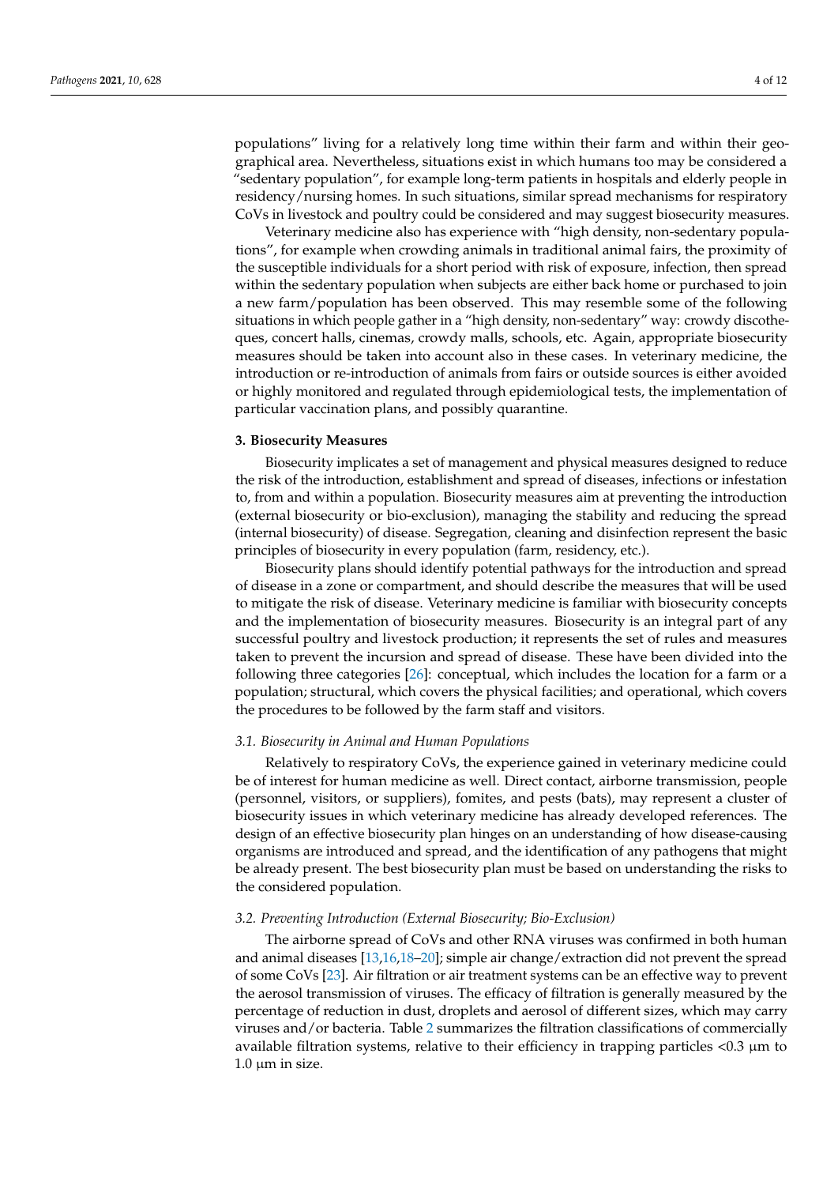populations" living for a relatively long time within their farm and within their geographical area. Nevertheless, situations exist in which humans too may be considered a "sedentary population", for example long-term patients in hospitals and elderly people in residency/nursing homes. In such situations, similar spread mechanisms for respiratory CoVs in livestock and poultry could be considered and may suggest biosecurity measures.

Veterinary medicine also has experience with "high density, non-sedentary populations", for example when crowding animals in traditional animal fairs, the proximity of the susceptible individuals for a short period with risk of exposure, infection, then spread within the sedentary population when subjects are either back home or purchased to join a new farm/population has been observed. This may resemble some of the following situations in which people gather in a "high density, non-sedentary" way: crowdy discotheques, concert halls, cinemas, crowdy malls, schools, etc. Again, appropriate biosecurity measures should be taken into account also in these cases. In veterinary medicine, the introduction or re-introduction of animals from fairs or outside sources is either avoided or highly monitored and regulated through epidemiological tests, the implementation of particular vaccination plans, and possibly quarantine.

## 3. Biosecurity Measures

Biosecurity implicates a set of management and physical measures designed to reduce the risk of the introduction, establishment and spread of diseases, infections or infestation to, from and within a population. Biosecurity measures aim at preventing the introduction (external biosecurity or bio-exclusion), managing the stability and reducing the spread (internal biosecurity) of disease. Segregation, cleaning and disinfection represent the basic principles of biosecurity in every population (farm, residency, etc.).

Biosecurity plans should identify potential pathways for the introduction and spread of disease in a zone or compartment, and should describe the measures that will be used to mitigate the risk of disease. Veterinary medicine is familiar with biosecurity concepts and the implementation of biosecurity measures. Biosecurity is an integral part of any successful poultry and livestock production; it represents the set of rules and measures taken to prevent the incursion and spread of disease. These have been divided into the following three categories [26]: conceptual, which includes the location for a farm or a population; structural, which covers the physical facilities; and operational, which covers the procedures to be followed by the farm staff and visitors.

### *3.1. Biosecurity in Animal and Human Populations*

Relatively to respiratory CoVs, the experience gained in veterinary medicine could be of interest for human medicine as well. Direct contact, airborne transmission, people (personnel, visitors, or suppliers), fomites, and pests (bats), may represent a cluster of biosecurity issues in which veterinary medicine has already developed references. The design of an effective biosecurity plan hinges on an understanding of how disease-causing organisms are introduced and spread, and the identification of any pathogens that might be already present. The best biosecurity plan must be based on understanding the risks to the considered population.

### *3.2. Preventing Introduction (External Biosecurity; Bio-Exclusion)*

The airborne spread of CoVs and other RNA viruses was confirmed in both human and animal diseases [13,16,18–20]; simple air change/extraction did not prevent the spread of some CoVs [23]. Air filtration or air treatment systems can be an effective way to prevent the aerosol transmission of viruses. The efficacy of filtration is generally measured by the percentage of reduction in dust, droplets and aerosol of different sizes, which may carry viruses and/or bacteria. Table 2 summarizes the filtration classifications of commercially available filtration systems, relative to their efficiency in trapping particles <0.3 μm to 1.0 μm in size.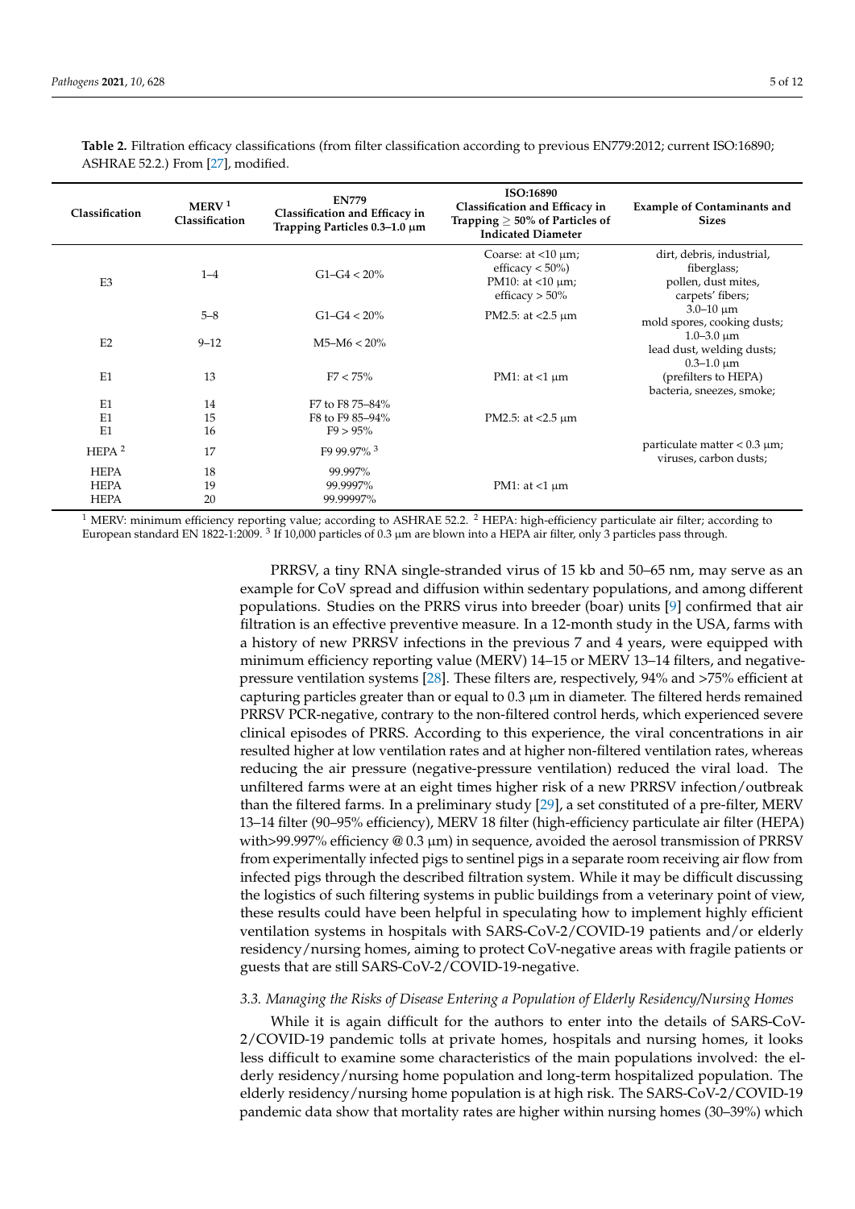**Table 2.** Filtration efficacy classifications (from filter classification according to previous EN779:2012; current ISO:16890; ASHRAE 52.2.) From [27], modified.

| Classification | MERV [1] Classification | EN779 Classification and Efficacy in Trapping Particles 0.3–1.0 µm | ISO:16890 Classification and Efficacy in Trapping ≥ 50% of Particles of Indicated Diameter | Example of Contaminants and Sizes |
|---|---|---|---|---|
| E3 | 1–4 | G1–G4 < 20% | Coarse: at <10 µm; efficacy < 50%) PM10: at <10 µm; efficacy > 50% | dirt, debris, industrial, fiberglass; pollen, dust mites, carpets' fibers; |
| | 5–8 | G1–G4 < 20% | PM2.5: at <2.5 µm | 3.0–10 µm mold spores, cooking dusts; |
| E2 | 9–12 | M5–M6 < 20% | | 1.0–3.0 µm lead dust, welding dusts; |
| E1 | 13 | F7 < 75% | PM1: at <1 µm | 0.3–1.0 µm (prefilters to HEPA) bacteria, sneezes, smoke; |
| E1 | 14 | F7 to F8 75–84% | | |
| E1 | 15 | F8 to F9 85–94% | PM2.5: at <2.5 µm | |
| E1 | 16 | F9 > 95% | | |
| HEPA [2] | 17 | F9 99.97% [3] | | particulate matter < 0.3 µm; viruses, carbon dusts; |
| HEPA | 18 | 99.997% | | |
| HEPA | 19 | 99.9997% | PM1: at <1 µm | |
| HEPA | 20 | 99.99997% | | |

[1] MERV: minimum efficiency reporting value; according to ASHRAE 52.2. [2] HEPA: high-efficiency particulate air filter; according to European standard EN 1822-1:2009. [3] If 10,000 particles of 0.3 µm are blown into a HEPA air filter, only 3 particles pass through.

PRRSV, a tiny RNA single-stranded virus of 15 kb and 50–65 nm, may serve as an example for CoV spread and diffusion within sedentary populations, and among different populations. Studies on the PRRS virus into breeder (boar) units [9] confirmed that air filtration is an effective preventive measure. In a 12-month study in the USA, farms with a history of new PRRSV infections in the previous 7 and 4 years, were equipped with minimum efficiency reporting value (MERV) 14–15 or MERV 13–14 filters, and negative-pressure ventilation systems [28]. These filters are, respectively, 94% and >75% efficient at capturing particles greater than or equal to 0.3 µm in diameter. The filtered herds remained PRRSV PCR-negative, contrary to the non-filtered control herds, which experienced severe clinical episodes of PRRS. According to this experience, the viral concentrations in air resulted higher at low ventilation rates and at higher non-filtered ventilation rates, whereas reducing the air pressure (negative-pressure ventilation) reduced the viral load. The unfiltered farms were at an eight times higher risk of a new PRRSV infection/outbreak than the filtered farms. In a preliminary study [29], a set constituted of a pre-filter, MERV 13–14 filter (90–95% efficiency), MERV 18 filter (high-efficiency particulate air filter (HEPA) with>99.997% efficiency @ 0.3 µm) in sequence, avoided the aerosol transmission of PRRSV from experimentally infected pigs to sentinel pigs in a separate room receiving air flow from infected pigs through the described filtration system. While it may be difficult discussing the logistics of such filtering systems in public buildings from a veterinary point of view, these results could have been helpful in speculating how to implement highly efficient ventilation systems in hospitals with SARS-CoV-2/COVID-19 patients and/or elderly residency/nursing homes, aiming to protect CoV-negative areas with fragile patients or guests that are still SARS-CoV-2/COVID-19-negative.

### *3.3. Managing the Risks of Disease Entering a Population of Elderly Residency/Nursing Homes*

While it is again difficult for the authors to enter into the details of SARS-CoV-2/COVID-19 pandemic tolls at private homes, hospitals and nursing homes, it looks less difficult to examine some characteristics of the main populations involved: the elderly residency/nursing home population and long-term hospitalized population. The elderly residency/nursing home population is at high risk. The SARS-CoV-2/COVID-19 pandemic data show that mortality rates are higher within nursing homes (30–39%) which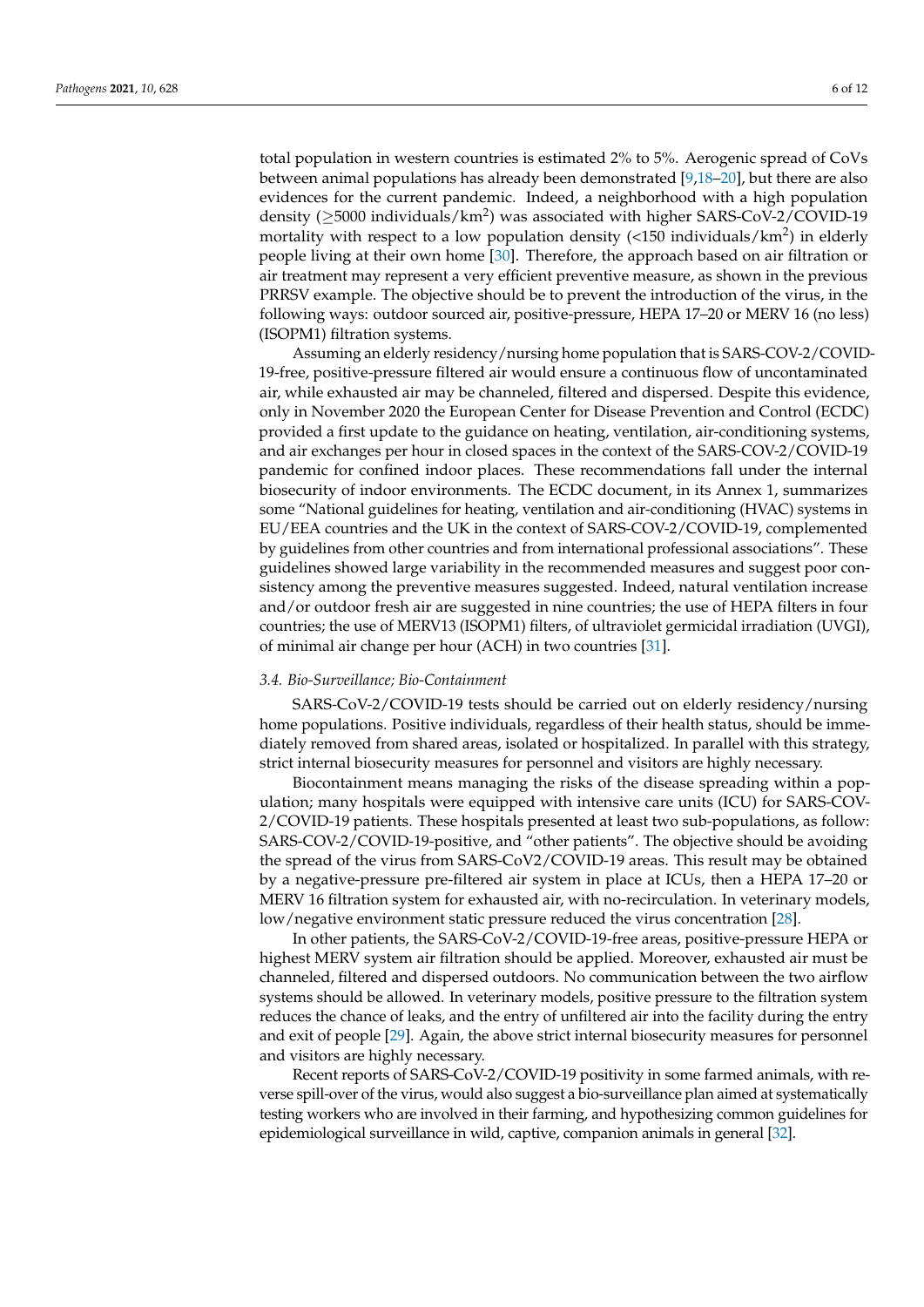total population in western countries is estimated 2% to 5%. Aerogenic spread of CoVs between animal populations has already been demonstrated [9,18–20], but there are also evidences for the current pandemic. Indeed, a neighborhood with a high population density (≥5000 individuals/km$^2$) was associated with higher SARS-CoV-2/COVID-19 mortality with respect to a low population density (<150 individuals/km$^2$) in elderly people living at their own home [30]. Therefore, the approach based on air filtration or air treatment may represent a very efficient preventive measure, as shown in the previous PRRSV example. The objective should be to prevent the introduction of the virus, in the following ways: outdoor sourced air, positive-pressure, HEPA 17–20 or MERV 16 (no less) (ISOPM1) filtration systems.

Assuming an elderly residency/nursing home population that is SARS-COV-2/COVID-19-free, positive-pressure filtered air would ensure a continuous flow of uncontaminated air, while exhausted air may be channeled, filtered and dispersed. Despite this evidence, only in November 2020 the European Center for Disease Prevention and Control (ECDC) provided a first update to the guidance on heating, ventilation, air-conditioning systems, and air exchanges per hour in closed spaces in the context of the SARS-COV-2/COVID-19 pandemic for confined indoor places. These recommendations fall under the internal biosecurity of indoor environments. The ECDC document, in its Annex 1, summarizes some "National guidelines for heating, ventilation and air-conditioning (HVAC) systems in EU/EEA countries and the UK in the context of SARS-COV-2/COVID-19, complemented by guidelines from other countries and from international professional associations". These guidelines showed large variability in the recommended measures and suggest poor consistency among the preventive measures suggested. Indeed, natural ventilation increase and/or outdoor fresh air are suggested in nine countries; the use of HEPA filters in four countries; the use of MERV13 (ISOPM1) filters, of ultraviolet germicidal irradiation (UVGI), of minimal air change per hour (ACH) in two countries [31].

### *3.4. Bio-Surveillance; Bio-Containment*

SARS-CoV-2/COVID-19 tests should be carried out on elderly residency/nursing home populations. Positive individuals, regardless of their health status, should be immediately removed from shared areas, isolated or hospitalized. In parallel with this strategy, strict internal biosecurity measures for personnel and visitors are highly necessary.

Biocontainment means managing the risks of the disease spreading within a population; many hospitals were equipped with intensive care units (ICU) for SARS-COV-2/COVID-19 patients. These hospitals presented at least two sub-populations, as follow: SARS-COV-2/COVID-19-positive, and "other patients". The objective should be avoiding the spread of the virus from SARS-CoV2/COVID-19 areas. This result may be obtained by a negative-pressure pre-filtered air system in place at ICUs, then a HEPA 17–20 or MERV 16 filtration system for exhausted air, with no-recirculation. In veterinary models, low/negative environment static pressure reduced the virus concentration [28].

In other patients, the SARS-CoV-2/COVID-19-free areas, positive-pressure HEPA or highest MERV system air filtration should be applied. Moreover, exhausted air must be channeled, filtered and dispersed outdoors. No communication between the two airflow systems should be allowed. In veterinary models, positive pressure to the filtration system reduces the chance of leaks, and the entry of unfiltered air into the facility during the entry and exit of people [29]. Again, the above strict internal biosecurity measures for personnel and visitors are highly necessary.

Recent reports of SARS-CoV-2/COVID-19 positivity in some farmed animals, with reverse spill-over of the virus, would also suggest a bio-surveillance plan aimed at systematically testing workers who are involved in their farming, and hypothesizing common guidelines for epidemiological surveillance in wild, captive, companion animals in general [32].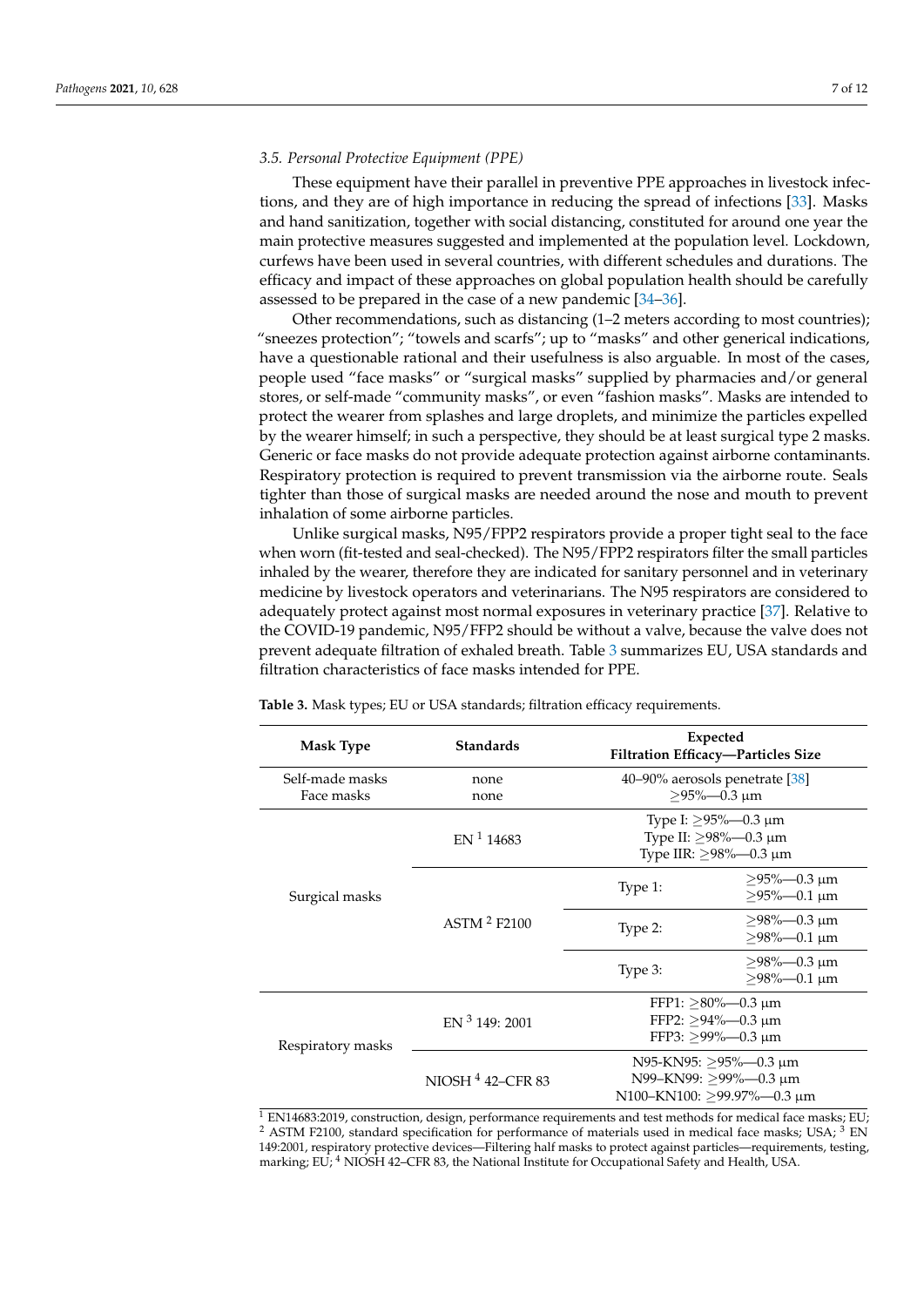### 3.5. Personal Protective Equipment (PPE)

These equipment have their parallel in preventive PPE approaches in livestock infections, and they are of high importance in reducing the spread of infections [33]. Masks and hand sanitization, together with social distancing, constituted for around one year the main protective measures suggested and implemented at the population level. Lockdown, curfews have been used in several countries, with different schedules and durations. The efficacy and impact of these approaches on global population health should be carefully assessed to be prepared in the case of a new pandemic [34–36].

Other recommendations, such as distancing (1–2 meters according to most countries); "sneezes protection"; "towels and scarfs"; up to "masks" and other generical indications, have a questionable rational and their usefulness is also arguable. In most of the cases, people used "face masks" or "surgical masks" supplied by pharmacies and/or general stores, or self-made "community masks", or even "fashion masks". Masks are intended to protect the wearer from splashes and large droplets, and minimize the particles expelled by the wearer himself; in such a perspective, they should be at least surgical type 2 masks. Generic or face masks do not provide adequate protection against airborne contaminants. Respiratory protection is required to prevent transmission via the airborne route. Seals tighter than those of surgical masks are needed around the nose and mouth to prevent inhalation of some airborne particles.

Unlike surgical masks, N95/FPP2 respirators provide a proper tight seal to the face when worn (fit-tested and seal-checked). The N95/FPP2 respirators filter the small particles inhaled by the wearer, therefore they are indicated for sanitary personnel and in veterinary medicine by livestock operators and veterinarians. The N95 respirators are considered to adequately protect against most normal exposures in veterinary practice [37]. Relative to the COVID-19 pandemic, N95/FFP2 should be without a valve, because the valve does not prevent adequate filtration of exhaled breath. Table 3 summarizes EU, USA standards and filtration characteristics of face masks intended for PPE.

**Table 3.** Mask types; EU or USA standards; filtration efficacy requirements.

| Mask Type | Standards | Expected Filtration Efficacy—Particles Size | |
|---|---|---|---|
| Self-made masks<br>Face masks | none<br>none | 40–90% aerosols penetrate [38]<br>≥95%—0.3 μm | |
| Surgical masks | EN [1] 14683 | Type I: ≥95%—0.3 μm<br>Type II: ≥98%—0.3 μm<br>Type IIR: ≥98%—0.3 μm | |
| | ASTM [2] F2100 | Type 1: | ≥95%—0.3 μm<br>≥95%—0.1 μm |
| | | Type 2: | ≥98%—0.3 μm<br>≥98%—0.1 μm |
| | | Type 3: | ≥98%—0.3 μm<br>≥98%—0.1 μm |
| Respiratory masks | EN [3] 149: 2001 | FFP1: ≥80%—0.3 μm<br>FFP2: ≥94%—0.3 μm<br>FFP3: ≥99%—0.3 μm | |
| | NIOSH [4] 42–CFR 83 | N95-KN95: ≥95%—0.3 μm<br>N99–KN99: ≥99%—0.3 μm<br>N100–KN100: ≥99.97%—0.3 μm | |

[1] EN14683:2019, construction, design, performance requirements and test methods for medical face masks; EU; [2] ASTM F2100, standard specification for performance of materials used in medical face masks; USA; [3] EN 149:2001, respiratory protective devices—Filtering half masks to protect against particles—requirements, testing, marking; EU; [4] NIOSH 42–CFR 83, the National Institute for Occupational Safety and Health, USA.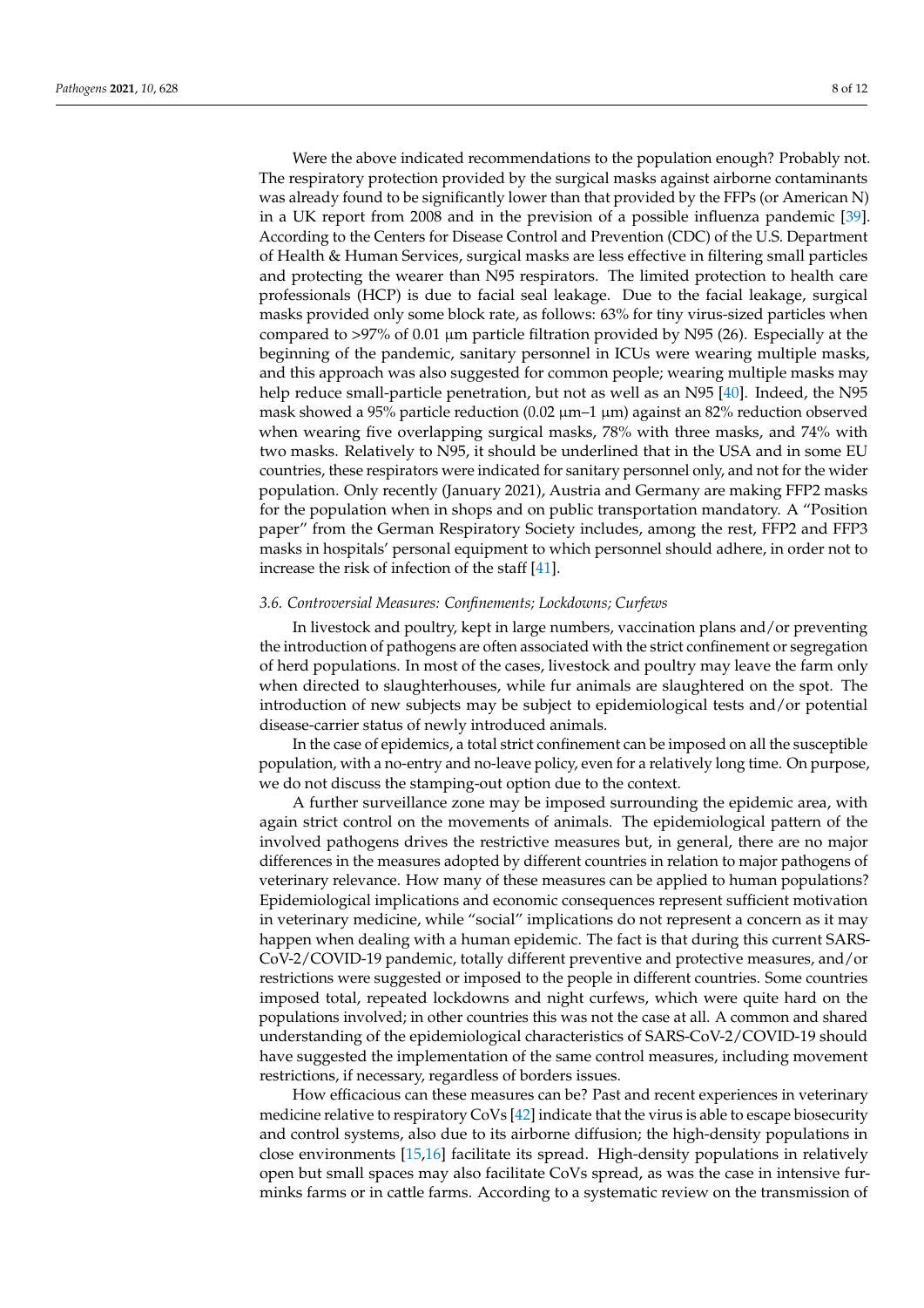Were the above indicated recommendations to the population enough? Probably not. The respiratory protection provided by the surgical masks against airborne contaminants was already found to be significantly lower than that provided by the FFPs (or American N) in a UK report from 2008 and in the prevision of a possible influenza pandemic [39]. According to the Centers for Disease Control and Prevention (CDC) of the U.S. Department of Health & Human Services, surgical masks are less effective in filtering small particles and protecting the wearer than N95 respirators. The limited protection to health care professionals (HCP) is due to facial seal leakage. Due to the facial leakage, surgical masks provided only some block rate, as follows: 63% for tiny virus-sized particles when compared to >97% of 0.01 μm particle filtration provided by N95 (26). Especially at the beginning of the pandemic, sanitary personnel in ICUs were wearing multiple masks, and this approach was also suggested for common people; wearing multiple masks may help reduce small-particle penetration, but not as well as an N95 [40]. Indeed, the N95 mask showed a 95% particle reduction (0.02 μm–1 μm) against an 82% reduction observed when wearing five overlapping surgical masks, 78% with three masks, and 74% with two masks. Relatively to N95, it should be underlined that in the USA and in some EU countries, these respirators were indicated for sanitary personnel only, and not for the wider population. Only recently (January 2021), Austria and Germany are making FFP2 masks for the population when in shops and on public transportation mandatory. A "Position paper" from the German Respiratory Society includes, among the rest, FFP2 and FFP3 masks in hospitals' personal equipment to which personnel should adhere, in order not to increase the risk of infection of the staff [41].

### *3.6. Controversial Measures: Confinements; Lockdowns; Curfews*

In livestock and poultry, kept in large numbers, vaccination plans and/or preventing the introduction of pathogens are often associated with the strict confinement or segregation of herd populations. In most of the cases, livestock and poultry may leave the farm only when directed to slaughterhouses, while fur animals are slaughtered on the spot. The introduction of new subjects may be subject to epidemiological tests and/or potential disease-carrier status of newly introduced animals.

In the case of epidemics, a total strict confinement can be imposed on all the susceptible population, with a no-entry and no-leave policy, even for a relatively long time. On purpose, we do not discuss the stamping-out option due to the context.

A further surveillance zone may be imposed surrounding the epidemic area, with again strict control on the movements of animals. The epidemiological pattern of the involved pathogens drives the restrictive measures but, in general, there are no major differences in the measures adopted by different countries in relation to major pathogens of veterinary relevance. How many of these measures can be applied to human populations? Epidemiological implications and economic consequences represent sufficient motivation in veterinary medicine, while "social" implications do not represent a concern as it may happen when dealing with a human epidemic. The fact is that during this current SARS-CoV-2/COVID-19 pandemic, totally different preventive and protective measures, and/or restrictions were suggested or imposed to the people in different countries. Some countries imposed total, repeated lockdowns and night curfews, which were quite hard on the populations involved; in other countries this was not the case at all. A common and shared understanding of the epidemiological characteristics of SARS-CoV-2/COVID-19 should have suggested the implementation of the same control measures, including movement restrictions, if necessary, regardless of borders issues.

How efficacious can these measures can be? Past and recent experiences in veterinary medicine relative to respiratory CoVs [42] indicate that the virus is able to escape biosecurity and control systems, also due to its airborne diffusion; the high-density populations in close environments [15,16] facilitate its spread. High-density populations in relatively open but small spaces may also facilitate CoVs spread, as was the case in intensive fur-minks farms or in cattle farms. According to a systematic review on the transmission of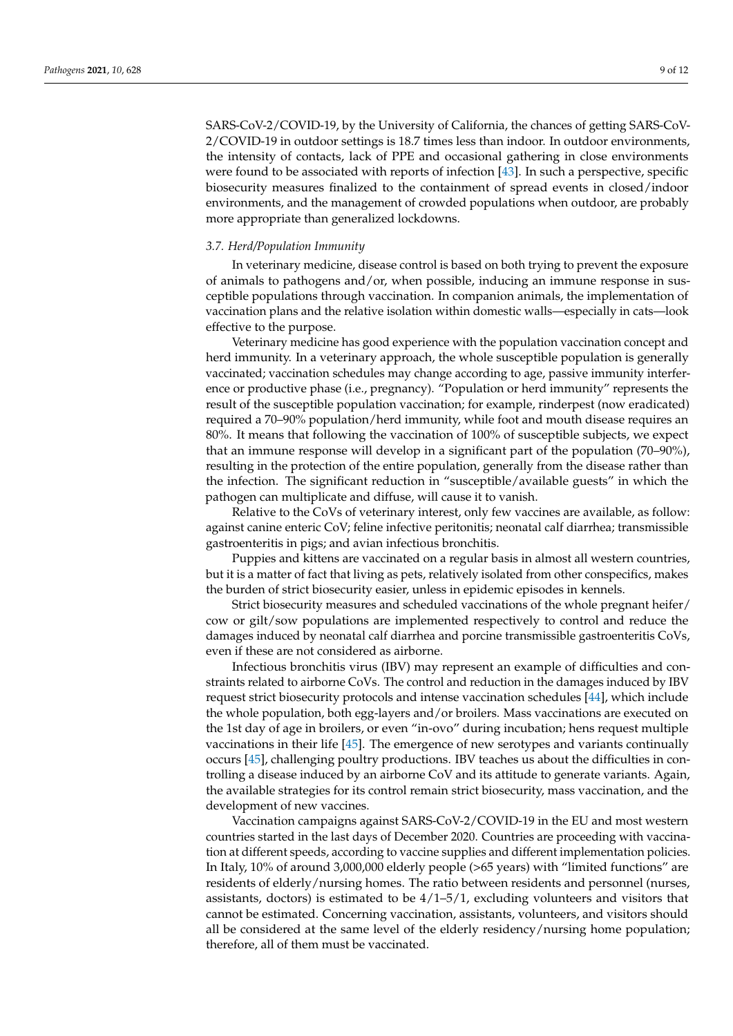SARS-CoV-2/COVID-19, by the University of California, the chances of getting SARS-CoV-2/COVID-19 in outdoor settings is 18.7 times less than indoor. In outdoor environments, the intensity of contacts, lack of PPE and occasional gathering in close environments were found to be associated with reports of infection [43]. In such a perspective, specific biosecurity measures finalized to the containment of spread events in closed/indoor environments, and the management of crowded populations when outdoor, are probably more appropriate than generalized lockdowns.

### 3.7. Herd/Population Immunity

In veterinary medicine, disease control is based on both trying to prevent the exposure of animals to pathogens and/or, when possible, inducing an immune response in susceptible populations through vaccination. In companion animals, the implementation of vaccination plans and the relative isolation within domestic walls—especially in cats—look effective to the purpose.

Veterinary medicine has good experience with the population vaccination concept and herd immunity. In a veterinary approach, the whole susceptible population is generally vaccinated; vaccination schedules may change according to age, passive immunity interference or productive phase (i.e., pregnancy). "Population or herd immunity" represents the result of the susceptible population vaccination; for example, rinderpest (now eradicated) required a 70–90% population/herd immunity, while foot and mouth disease requires an 80%. It means that following the vaccination of 100% of susceptible subjects, we expect that an immune response will develop in a significant part of the population (70–90%), resulting in the protection of the entire population, generally from the disease rather than the infection. The significant reduction in "susceptible/available guests" in which the pathogen can multiplicate and diffuse, will cause it to vanish.

Relative to the CoVs of veterinary interest, only few vaccines are available, as follow: against canine enteric CoV; feline infective peritonitis; neonatal calf diarrhea; transmissible gastroenteritis in pigs; and avian infectious bronchitis.

Puppies and kittens are vaccinated on a regular basis in almost all western countries, but it is a matter of fact that living as pets, relatively isolated from other conspecifics, makes the burden of strict biosecurity easier, unless in epidemic episodes in kennels.

Strict biosecurity measures and scheduled vaccinations of the whole pregnant heifer/cow or gilt/sow populations are implemented respectively to control and reduce the damages induced by neonatal calf diarrhea and porcine transmissible gastroenteritis CoVs, even if these are not considered as airborne.

Infectious bronchitis virus (IBV) may represent an example of difficulties and constraints related to airborne CoVs. The control and reduction in the damages induced by IBV request strict biosecurity protocols and intense vaccination schedules [44], which include the whole population, both egg-layers and/or broilers. Mass vaccinations are executed on the 1st day of age in broilers, or even "in-ovo" during incubation; hens request multiple vaccinations in their life [45]. The emergence of new serotypes and variants continually occurs [45], challenging poultry productions. IBV teaches us about the difficulties in controlling a disease induced by an airborne CoV and its attitude to generate variants. Again, the available strategies for its control remain strict biosecurity, mass vaccination, and the development of new vaccines.

Vaccination campaigns against SARS-CoV-2/COVID-19 in the EU and most western countries started in the last days of December 2020. Countries are proceeding with vaccination at different speeds, according to vaccine supplies and different implementation policies. In Italy, 10% of around 3,000,000 elderly people (>65 years) with "limited functions" are residents of elderly/nursing homes. The ratio between residents and personnel (nurses, assistants, doctors) is estimated to be 4/1–5/1, excluding volunteers and visitors that cannot be estimated. Concerning vaccination, assistants, volunteers, and visitors should all be considered at the same level of the elderly residency/nursing home population; therefore, all of them must be vaccinated.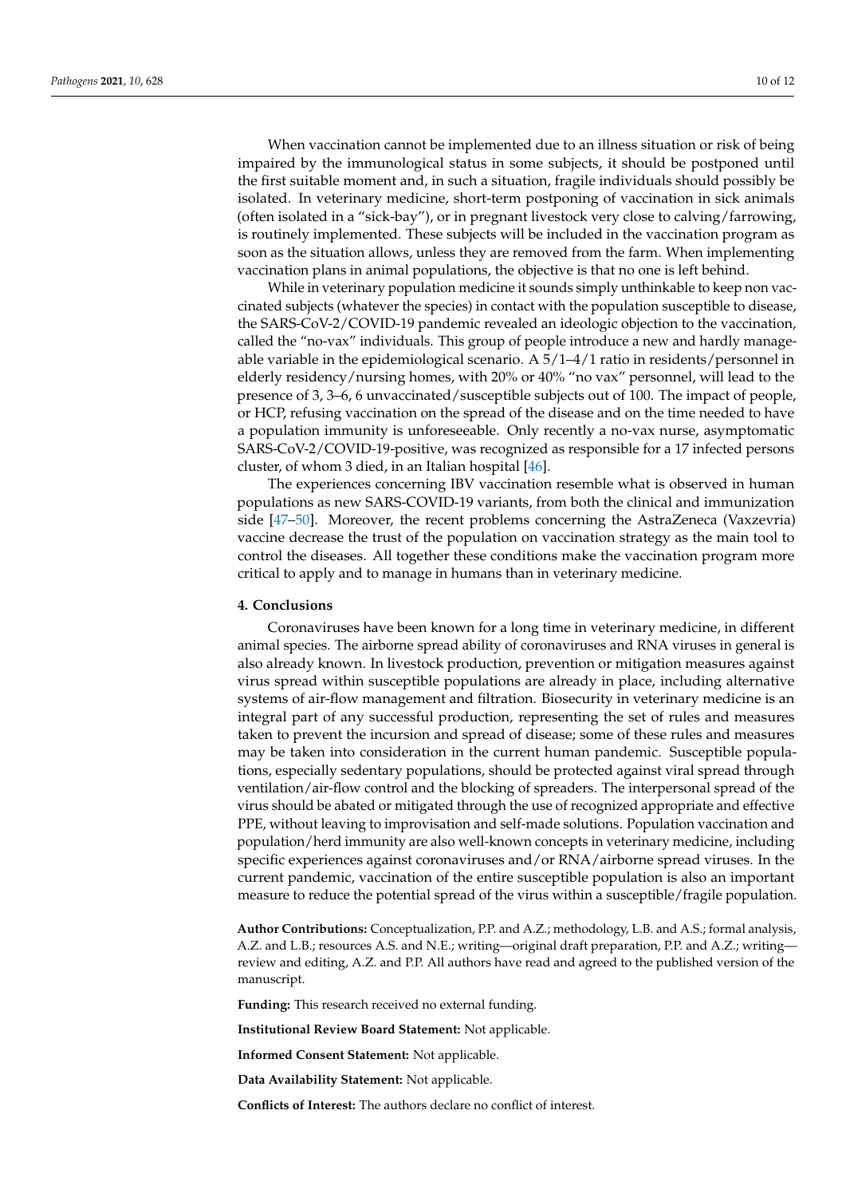When vaccination cannot be implemented due to an illness situation or risk of being impaired by the immunological status in some subjects, it should be postponed until the first suitable moment and, in such a situation, fragile individuals should possibly be isolated. In veterinary medicine, short-term postponing of vaccination in sick animals (often isolated in a "sick-bay"), or in pregnant livestock very close to calving/farrowing, is routinely implemented. These subjects will be included in the vaccination program as soon as the situation allows, unless they are removed from the farm. When implementing vaccination plans in animal populations, the objective is that no one is left behind.

While in veterinary population medicine it sounds simply unthinkable to keep non vaccinated subjects (whatever the species) in contact with the population susceptible to disease, the SARS-CoV-2/COVID-19 pandemic revealed an ideologic objection to the vaccination, called the "no-vax" individuals. This group of people introduce a new and hardly manageable variable in the epidemiological scenario. A 5/1–4/1 ratio in residents/personnel in elderly residency/nursing homes, with 20% or 40% "no vax" personnel, will lead to the presence of 3, 3–6, 6 unvaccinated/susceptible subjects out of 100. The impact of people, or HCP, refusing vaccination on the spread of the disease and on the time needed to have a population immunity is unforeseeable. Only recently a no-vax nurse, asymptomatic SARS-CoV-2/COVID-19-positive, was recognized as responsible for a 17 infected persons cluster, of whom 3 died, in an Italian hospital [46].

The experiences concerning IBV vaccination resemble what is observed in human populations as new SARS-COVID-19 variants, from both the clinical and immunization side [47–50]. Moreover, the recent problems concerning the AstraZeneca (Vaxzevria) vaccine decrease the trust of the population on vaccination strategy as the main tool to control the diseases. All together these conditions make the vaccination program more critical to apply and to manage in humans than in veterinary medicine.

## 4. Conclusions

Coronaviruses have been known for a long time in veterinary medicine, in different animal species. The airborne spread ability of coronaviruses and RNA viruses in general is also already known. In livestock production, prevention or mitigation measures against virus spread within susceptible populations are already in place, including alternative systems of air-flow management and filtration. Biosecurity in veterinary medicine is an integral part of any successful production, representing the set of rules and measures taken to prevent the incursion and spread of disease; some of these rules and measures may be taken into consideration in the current human pandemic. Susceptible populations, especially sedentary populations, should be protected against viral spread through ventilation/air-flow control and the blocking of spreaders. The interpersonal spread of the virus should be abated or mitigated through the use of recognized appropriate and effective PPE, without leaving to improvisation and self-made solutions. Population vaccination and population/herd immunity are also well-known concepts in veterinary medicine, including specific experiences against coronaviruses and/or RNA/airborne spread viruses. In the current pandemic, vaccination of the entire susceptible population is also an important measure to reduce the potential spread of the virus within a susceptible/fragile population.

**Author Contributions:** Conceptualization, P.P. and A.Z.; methodology, L.B. and A.S.; formal analysis, A.Z. and L.B.; resources A.S. and N.E.; writing—original draft preparation, P.P. and A.Z.; writing—review and editing, A.Z. and P.P. All authors have read and agreed to the published version of the manuscript.

**Funding:** This research received no external funding.

**Institutional Review Board Statement:** Not applicable.

**Informed Consent Statement:** Not applicable.

**Data Availability Statement:** Not applicable.

**Conflicts of Interest:** The authors declare no conflict of interest.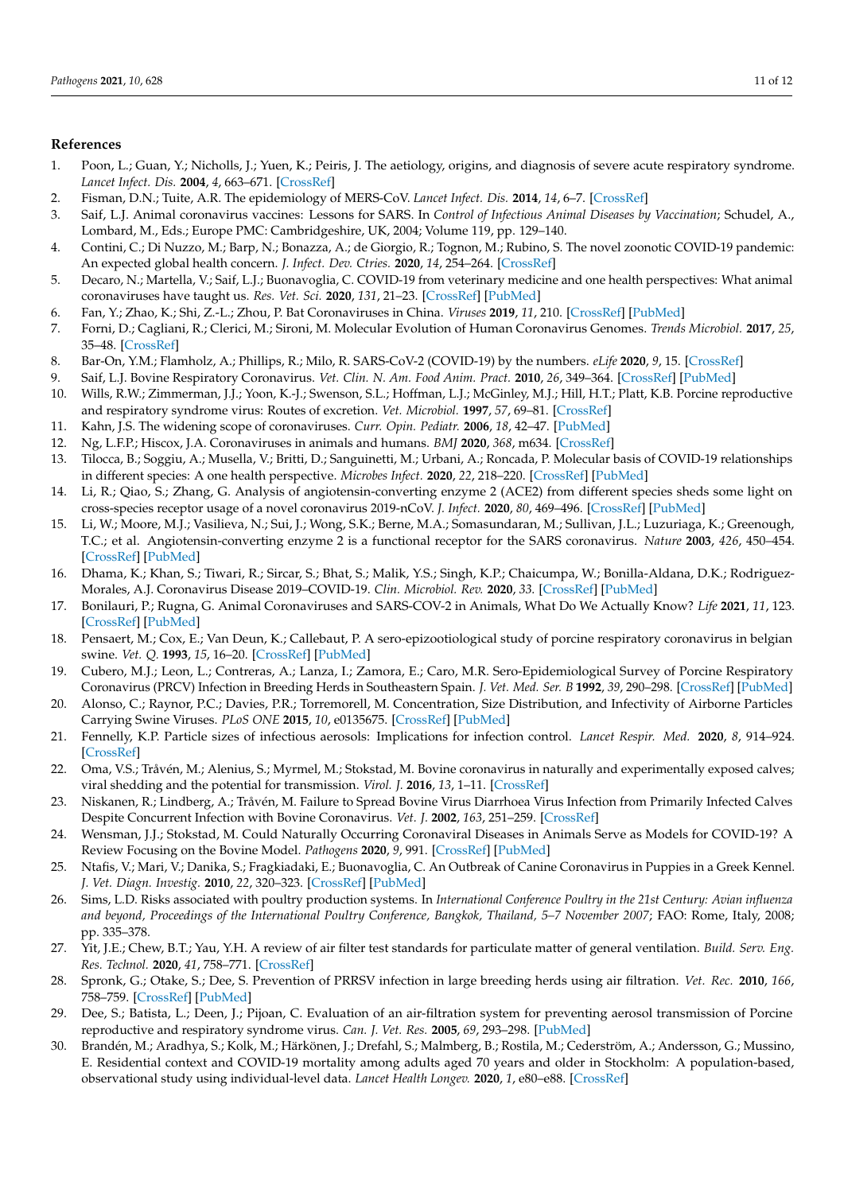## References

1. Poon, L.; Guan, Y.; Nicholls, J.; Yuen, K.; Peiris, J. The aetiology, origins, and diagnosis of severe acute respiratory syndrome. *Lancet Infect. Dis.* **2004**, *4*, 663–671. [CrossRef]
2. Fisman, D.N.; Tuite, A.R. The epidemiology of MERS-CoV. *Lancet Infect. Dis.* **2014**, *14*, 6–7. [CrossRef]
3. Saif, L.J. Animal coronavirus vaccines: Lessons for SARS. In *Control of Infectious Animal Diseases by Vaccination*; Schudel, A., Lombard, M., Eds.; Europe PMC: Cambridgeshire, UK, 2004; Volume 119, pp. 129–140.
4. Contini, C.; Di Nuzzo, M.; Barp, N.; Bonazza, A.; de Giorgio, R.; Tognon, M.; Rubino, S. The novel zoonotic COVID-19 pandemic: An expected global health concern. *J. Infect. Dev. Ctries.* **2020**, *14*, 254–264. [CrossRef]
5. Decaro, N.; Martella, V.; Saif, L.J.; Buonavoglia, C. COVID-19 from veterinary medicine and one health perspectives: What animal coronaviruses have taught us. *Res. Vet. Sci.* **2020**, *131*, 21–23. [CrossRef] [PubMed]
6. Fan, Y.; Zhao, K.; Shi, Z.-L.; Zhou, P. Bat Coronaviruses in China. *Viruses* **2019**, *11*, 210. [CrossRef] [PubMed]
7. Forni, D.; Cagliani, R.; Clerici, M.; Sironi, M. Molecular Evolution of Human Coronavirus Genomes. *Trends Microbiol.* **2017**, *25*, 35–48. [CrossRef]
8. Bar-On, Y.M.; Flamholz, A.; Phillips, R.; Milo, R. SARS-CoV-2 (COVID-19) by the numbers. *eLife* **2020**, *9*, 15. [CrossRef]
9. Saif, L.J. Bovine Respiratory Coronavirus. *Vet. Clin. N. Am. Food Anim. Pract.* **2010**, *26*, 349–364. [CrossRef] [PubMed]
10. Wills, R.W.; Zimmerman, J.J.; Yoon, K.-J.; Swenson, S.L.; Hoffman, L.J.; McGinley, M.J.; Hill, H.T.; Platt, K.B. Porcine reproductive and respiratory syndrome virus: Routes of excretion. *Vet. Microbiol.* **1997**, *57*, 69–81. [CrossRef]
11. Kahn, J.S. The widening scope of coronaviruses. *Curr. Opin. Pediatr.* **2006**, *18*, 42–47. [PubMed]
12. Ng, L.F.P.; Hiscox, J.A. Coronaviruses in animals and humans. *BMJ* **2020**, *368*, m634. [CrossRef]
13. Tilocca, B.; Soggiu, A.; Musella, V.; Britti, D.; Sanguinetti, M.; Urbani, A.; Roncada, P. Molecular basis of COVID-19 relationships in different species: A one health perspective. *Microbes Infect.* **2020**, *22*, 218–220. [CrossRef] [PubMed]
14. Li, R.; Qiao, S.; Zhang, G. Analysis of angiotensin-converting enzyme 2 (ACE2) from different species sheds some light on cross-species receptor usage of a novel coronavirus 2019-nCoV. *J. Infect.* **2020**, *80*, 469–496. [CrossRef] [PubMed]
15. Li, W.; Moore, M.J.; Vasilieva, N.; Sui, J.; Wong, S.K.; Berne, M.A.; Somasundaran, M.; Sullivan, J.L.; Luzuriaga, K.; Greenough, T.C.; et al. Angiotensin-converting enzyme 2 is a functional receptor for the SARS coronavirus. *Nature* **2003**, *426*, 450–454. [CrossRef] [PubMed]
16. Dhama, K.; Khan, S.; Tiwari, R.; Sircar, S.; Bhat, S.; Malik, Y.S.; Singh, K.P.; Chaicumpa, W.; Bonilla-Aldana, D.K.; Rodriguez-Morales, A.J. Coronavirus Disease 2019–COVID-19. *Clin. Microbiol. Rev.* **2020**, *33*. [CrossRef] [PubMed]
17. Bonilauri, P.; Rugna, G. Animal Coronaviruses and SARS-COV-2 in Animals, What Do We Actually Know? *Life* **2021**, *11*, 123. [CrossRef] [PubMed]
18. Pensaert, M.; Cox, E.; Van Deun, K.; Callebaut, P. A sero-epizootiological study of porcine respiratory coronavirus in belgian swine. *Vet. Q.* **1993**, *15*, 16–20. [CrossRef] [PubMed]
19. Cubero, M.J.; Leon, L.; Contreras, A.; Lanza, I.; Zamora, E.; Caro, M.R. Sero-Epidemiological Survey of Porcine Respiratory Coronavirus (PRCV) Infection in Breeding Herds in Southeastern Spain. *J. Vet. Med. Ser. B* **1992**, *39*, 290–298. [CrossRef] [PubMed]
20. Alonso, C.; Raynor, P.C.; Davies, P.R.; Torremorell, M. Concentration, Size Distribution, and Infectivity of Airborne Particles Carrying Swine Viruses. *PLoS ONE* **2015**, *10*, e0135675. [CrossRef] [PubMed]
21. Fennelly, K.P. Particle sizes of infectious aerosols: Implications for infection control. *Lancet Respir. Med.* **2020**, *8*, 914–924. [CrossRef]
22. Oma, V.S.; Tråvén, M.; Alenius, S.; Myrmel, M.; Stokstad, M. Bovine coronavirus in naturally and experimentally exposed calves; viral shedding and the potential for transmission. *Virol. J.* **2016**, *13*, 1–11. [CrossRef]
23. Niskanen, R.; Lindberg, A.; Tråvén, M. Failure to Spread Bovine Virus Diarrhoea Virus Infection from Primarily Infected Calves Despite Concurrent Infection with Bovine Coronavirus. *Vet. J.* **2002**, *163*, 251–259. [CrossRef]
24. Wensman, J.J.; Stokstad, M. Could Naturally Occurring Coronaviral Diseases in Animals Serve as Models for COVID-19? A Review Focusing on the Bovine Model. *Pathogens* **2020**, *9*, 991. [CrossRef] [PubMed]
25. Ntafis, V.; Mari, V.; Danika, S.; Fragkiadaki, E.; Buonavoglia, C. An Outbreak of Canine Coronavirus in Puppies in a Greek Kennel. *J. Vet. Diagn. Investig.* **2010**, *22*, 320–323. [CrossRef] [PubMed]
26. Sims, L.D. Risks associated with poultry production systems. In *International Conference Poultry in the 21st Century: Avian influenza and beyond, Proceedings of the International Poultry Conference, Bangkok, Thailand, 5–7 November 2007*; FAO: Rome, Italy, 2008; pp. 335–378.
27. Yit, J.E.; Chew, B.T.; Yau, Y.H. A review of air filter test standards for particulate matter of general ventilation. *Build. Serv. Eng. Res. Technol.* **2020**, *41*, 758–771. [CrossRef]
28. Spronk, G.; Otake, S.; Dee, S. Prevention of PRRSV infection in large breeding herds using air filtration. *Vet. Rec.* **2010**, *166*, 758–759. [CrossRef] [PubMed]
29. Dee, S.; Batista, L.; Deen, J.; Pijoan, C. Evaluation of an air-filtration system for preventing aerosol transmission of Porcine reproductive and respiratory syndrome virus. *Can. J. Vet. Res.* **2005**, *69*, 293–298. [PubMed]
30. Brandén, M.; Aradhya, S.; Kolk, M.; Härkönen, J.; Drefahl, S.; Malmberg, B.; Rostila, M.; Cederström, A.; Andersson, G.; Mussino, E. Residential context and COVID-19 mortality among adults aged 70 years and older in Stockholm: A population-based, observational study using individual-level data. *Lancet Health Longev.* **2020**, *1*, e80–e88. [CrossRef]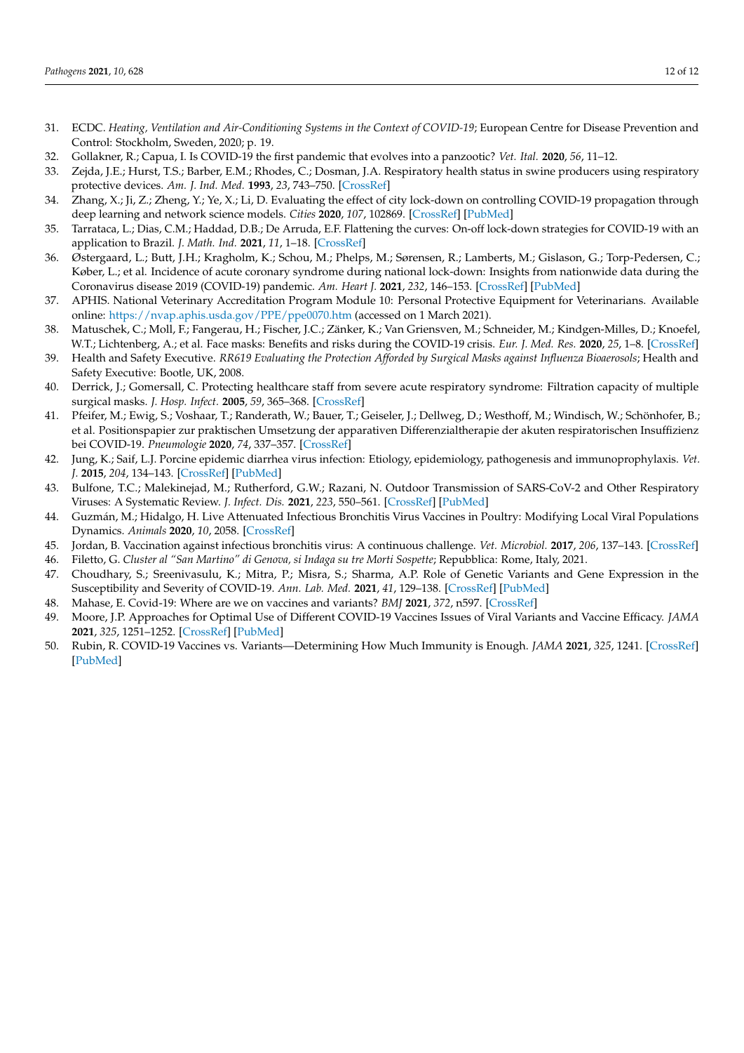31. ECDC. *Heating, Ventilation and Air-Conditioning Systems in the Context of COVID-19*; European Centre for Disease Prevention and Control: Stockholm, Sweden, 2020; p. 19.
32. Gollakner, R.; Capua, I. Is COVID-19 the first pandemic that evolves into a panzootic? *Vet. Ital.* **2020**, *56*, 11–12.
33. Zejda, J.E.; Hurst, T.S.; Barber, E.M.; Rhodes, C.; Dosman, J.A. Respiratory health status in swine producers using respiratory protective devices. *Am. J. Ind. Med.* **1993**, *23*, 743–750. [CrossRef]
34. Zhang, X.; Ji, Z.; Zheng, Y.; Ye, X.; Li, D. Evaluating the effect of city lock-down on controlling COVID-19 propagation through deep learning and network science models. *Cities* **2020**, *107*, 102869. [CrossRef] [PubMed]
35. Tarrataca, L.; Dias, C.M.; Haddad, D.B.; De Arruda, E.F. Flattening the curves: On-off lock-down strategies for COVID-19 with an application to Brazil. *J. Math. Ind.* **2021**, *11*, 1–18. [CrossRef]
36. Østergaard, L.; Butt, J.H.; Kragholm, K.; Schou, M.; Phelps, M.; Sørensen, R.; Lamberts, M.; Gislason, G.; Torp-Pedersen, C.; Køber, L.; et al. Incidence of acute coronary syndrome during national lock-down: Insights from nationwide data during the Coronavirus disease 2019 (COVID-19) pandemic. *Am. Heart J.* **2021**, *232*, 146–153. [CrossRef] [PubMed]
37. APHIS. National Veterinary Accreditation Program Module 10: Personal Protective Equipment for Veterinarians. Available online: https://nvap.aphis.usda.gov/PPE/ppe0070.htm (accessed on 1 March 2021).
38. Matuschek, C.; Moll, F.; Fangerau, H.; Fischer, J.C.; Zänker, K.; Van Griensven, M.; Schneider, M.; Kindgen-Milles, D.; Knoefel, W.T.; Lichtenberg, A.; et al. Face masks: Benefits and risks during the COVID-19 crisis. *Eur. J. Med. Res.* **2020**, *25*, 1–8. [CrossRef]
39. Health and Safety Executive. *RR619 Evaluating the Protection Afforded by Surgical Masks against Influenza Bioaerosols*; Health and Safety Executive: Bootle, UK, 2008.
40. Derrick, J.; Gomersall, C. Protecting healthcare staff from severe acute respiratory syndrome: Filtration capacity of multiple surgical masks. *J. Hosp. Infect.* **2005**, *59*, 365–368. [CrossRef]
41. Pfeifer, M.; Ewig, S.; Voshaar, T.; Randerath, W.; Bauer, T.; Geiseler, J.; Dellweg, D.; Westhoff, M.; Windisch, W.; Schönhofer, B.; et al. Positionspapier zur praktischen Umsetzung der apparativen Differenzialtherapie der akuten respiratorischen Insuffizienz bei COVID-19. *Pneumologie* **2020**, *74*, 337–357. [CrossRef]
42. Jung, K.; Saif, L.J. Porcine epidemic diarrhea virus infection: Etiology, epidemiology, pathogenesis and immunoprophylaxis. *Vet. J.* **2015**, *204*, 134–143. [CrossRef] [PubMed]
43. Bulfone, T.C.; Malekinejad, M.; Rutherford, G.W.; Razani, N. Outdoor Transmission of SARS-CoV-2 and Other Respiratory Viruses: A Systematic Review. *J. Infect. Dis.* **2021**, *223*, 550–561. [CrossRef] [PubMed]
44. Guzmán, M.; Hidalgo, H. Live Attenuated Infectious Bronchitis Virus Vaccines in Poultry: Modifying Local Viral Populations Dynamics. *Animals* **2020**, *10*, 2058. [CrossRef]
45. Jordan, B. Vaccination against infectious bronchitis virus: A continuous challenge. *Vet. Microbiol.* **2017**, *206*, 137–143. [CrossRef]
46. Filetto, G. *Cluster al "San Martino" di Genova, si Indaga su tre Morti Sospette*; Repubblica: Rome, Italy, 2021.
47. Choudhary, S.; Sreenivasulu, K.; Mitra, P.; Misra, S.; Sharma, A.P. Role of Genetic Variants and Gene Expression in the Susceptibility and Severity of COVID-19. *Ann. Lab. Med.* **2021**, *41*, 129–138. [CrossRef] [PubMed]
48. Mahase, E. Covid-19: Where are we on vaccines and variants? *BMJ* **2021**, *372*, n597. [CrossRef]
49. Moore, J.P. Approaches for Optimal Use of Different COVID-19 Vaccines Issues of Viral Variants and Vaccine Efficacy. *JAMA* **2021**, *325*, 1251–1252. [CrossRef] [PubMed]
50. Rubin, R. COVID-19 Vaccines vs. Variants—Determining How Much Immunity is Enough. *JAMA* **2021**, *325*, 1241. [CrossRef] [PubMed]